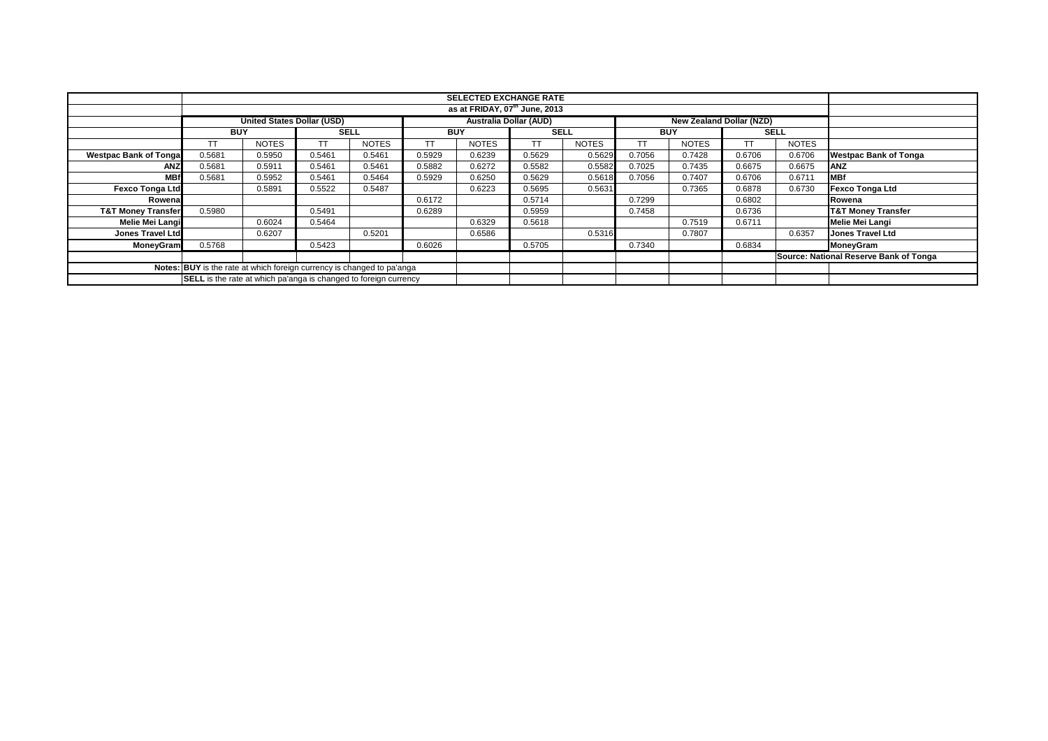| | SELECTED EXCHANGE RATE | | | | | | | | | | | | |
|---|---|---|---|---|---|---|---|---|---|---|---|---|---|
| | as at FRIDAY, 07th June, 2013 | | | | | | | | | | | | |
| | United States Dollar (USD) | | | | Australia Dollar (AUD) | | | | New Zealand Dollar (NZD) | | | | |
| | BUY | | SELL | | BUY | | SELL | | BUY | | SELL | | |
| | TT | NOTES | TT | NOTES | TT | NOTES | TT | NOTES | TT | NOTES | TT | NOTES | |
| **Westpac Bank of Tonga** | 0.5681 | 0.5950 | 0.5461 | 0.5461 | 0.5929 | 0.6239 | 0.5629 | 0.5629 | 0.7056 | 0.7428 | 0.6706 | 0.6706 | **Westpac Bank of Tonga** |
| **ANZ** | 0.5681 | 0.5911 | 0.5461 | 0.5461 | 0.5882 | 0.6272 | 0.5582 | 0.5582 | 0.7025 | 0.7435 | 0.6675 | 0.6675 | **ANZ** |
| **MBf** | 0.5681 | 0.5952 | 0.5461 | 0.5464 | 0.5929 | 0.6250 | 0.5629 | 0.5618 | 0.7056 | 0.7407 | 0.6706 | 0.6711 | **MBf** |
| **Fexco Tonga Ltd** | | 0.5891 | 0.5522 | 0.5487 | | 0.6223 | 0.5695 | 0.5631 | | 0.7365 | 0.6878 | 0.6730 | **Fexco Tonga Ltd** |
| **Rowena** | | | | | 0.6172 | | 0.5714 | | 0.7299 | | 0.6802 | | **Rowena** |
| **T&T Money Transfer** | 0.5980 | | 0.5491 | | 0.6289 | | 0.5959 | | 0.7458 | | 0.6736 | | **T&T Money Transfer** |
| **Melie Mei Langi** | | 0.6024 | 0.5464 | | | 0.6329 | 0.5618 | | | 0.7519 | 0.6711 | | **Melie Mei Langi** |
| **Jones Travel Ltd** | | 0.6207 | | 0.5201 | | 0.6586 | | 0.5316 | | 0.7807 | | 0.6357 | **Jones Travel Ltd** |
| **MoneyGram** | 0.5768 | | 0.5423 | | 0.6026 | | 0.5705 | | 0.7340 | | 0.6834 | | **MoneyGram** |
| | | | | | | | | | | | **Source: National Reserve Bank of Tonga** | | |
| **Notes:** | **BUY** is the rate at which foreign currency is changed to pa'anga | | | | | | | | | | | | |
| | **SELL** is the rate at which pa'anga is changed to foreign currency | | | | | | | | | | | | |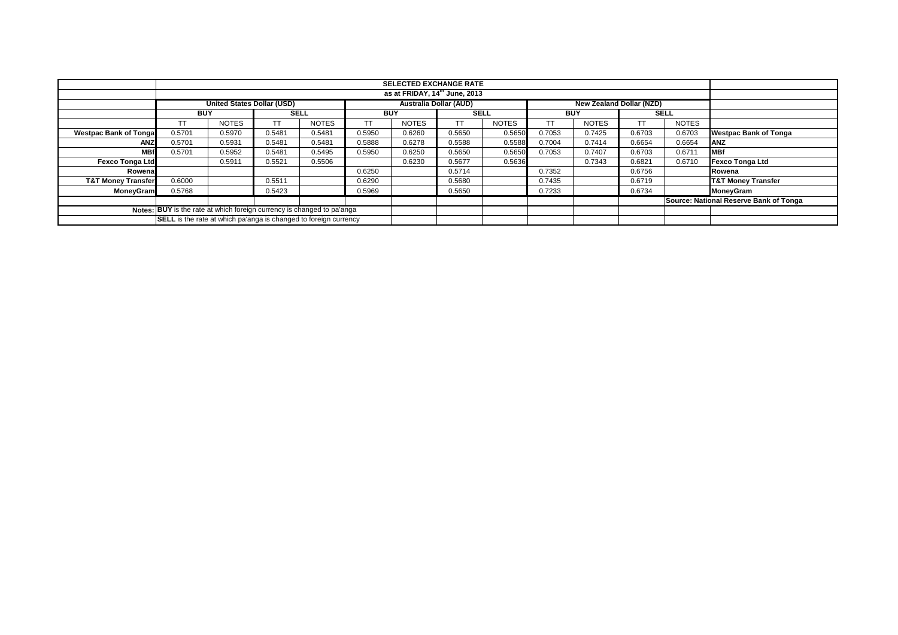| | SELECTED EXCHANGE RATE | | | | | | | | | | | | |
|---|---|---|---|---|---|---|---|---|---|---|---|---|---|
| | as at FRIDAY, 14th June, 2013 | | | | | | | | | | | | |
| | United States Dollar (USD) | | | | Australia Dollar (AUD) | | | | New Zealand Dollar (NZD) | | | | |
| | BUY | | SELL | | BUY | | SELL | | BUY | | SELL | | |
| | TT | NOTES | TT | NOTES | TT | NOTES | TT | NOTES | TT | NOTES | TT | NOTES | |
| **Westpac Bank of Tonga** | 0.5701 | 0.5970 | 0.5481 | 0.5481 | 0.5950 | 0.6260 | 0.5650 | 0.5650 | 0.7053 | 0.7425 | 0.6703 | 0.6703 | **Westpac Bank of Tonga** |
| **ANZ** | 0.5701 | 0.5931 | 0.5481 | 0.5481 | 0.5888 | 0.6278 | 0.5588 | 0.5588 | 0.7004 | 0.7414 | 0.6654 | 0.6654 | **ANZ** |
| **MBf** | 0.5701 | 0.5952 | 0.5481 | 0.5495 | 0.5950 | 0.6250 | 0.5650 | 0.5650 | 0.7053 | 0.7407 | 0.6703 | 0.6711 | **MBf** |
| **Fexco Tonga Ltd** | | 0.5911 | 0.5521 | 0.5506 | | 0.6230 | 0.5677 | 0.5636 | | 0.7343 | 0.6821 | 0.6710 | **Fexco Tonga Ltd** |
| **Rowena** | | | | | 0.6250 | | 0.5714 | | 0.7352 | | 0.6756 | | **Rowena** |
| **T&T Money Transfer** | 0.6000 | | 0.5511 | | 0.6290 | | 0.5680 | | 0.7435 | | 0.6719 | | **T&T Money Transfer** |
| **MoneyGram** | 0.5768 | | 0.5423 | | 0.5969 | | 0.5650 | | 0.7233 | | 0.6734 | | **MoneyGram** |
| | | | | | | | | | | | | | **Source: National Reserve Bank of Tonga** |
| **Notes:** | **BUY** is the rate at which foreign currency is changed to pa'anga | | | | | | | | | | | | |
| | **SELL** is the rate at which pa'anga is changed to foreign currency | | | | | | | | | | | | |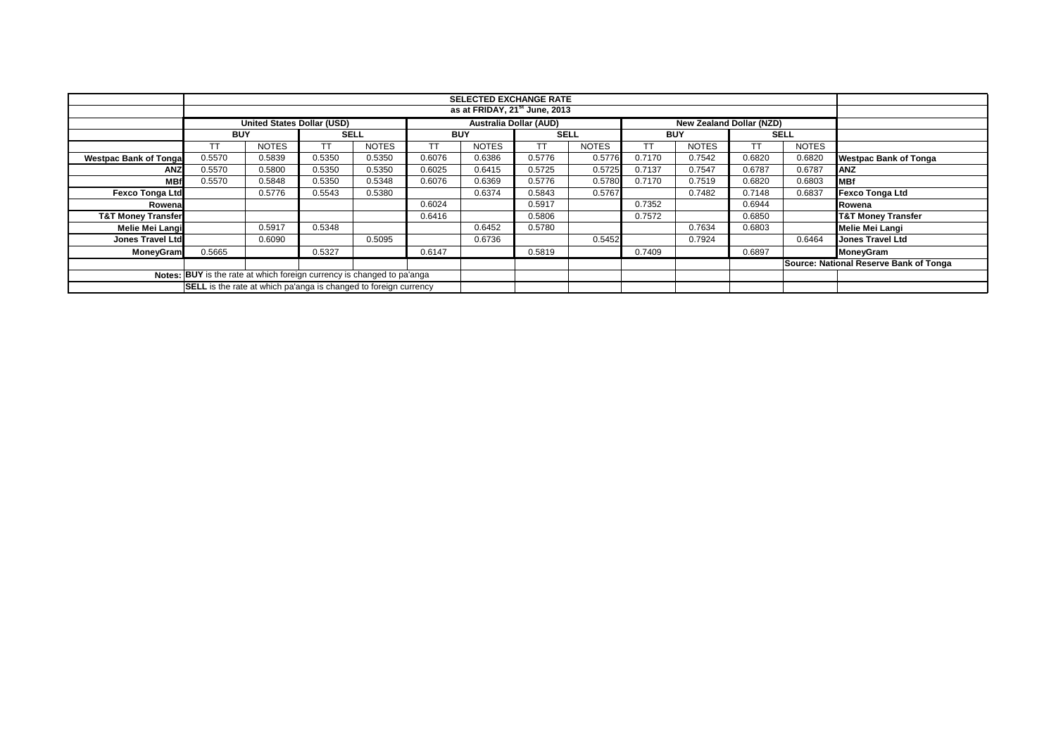| | SELECTED EXCHANGE RATE | | | | | | | | | | | | |
|---|---|---|---|---|---|---|---|---|---|---|---|---|---|
| | as at FRIDAY, 21st June, 2013 | | | | | | | | | | | | |
| | United States Dollar (USD) | | | | Australia Dollar (AUD) | | | | New Zealand Dollar (NZD) | | | | |
| | BUY | | SELL | | BUY | | SELL | | BUY | | SELL | | |
| | TT | NOTES | TT | NOTES | TT | NOTES | TT | NOTES | TT | NOTES | TT | NOTES | |
| **Westpac Bank of Tonga** | 0.5570 | 0.5839 | 0.5350 | 0.5350 | 0.6076 | 0.6386 | 0.5776 | 0.5776 | 0.7170 | 0.7542 | 0.6820 | 0.6820 | **Westpac Bank of Tonga** |
| **ANZ** | 0.5570 | 0.5800 | 0.5350 | 0.5350 | 0.6025 | 0.6415 | 0.5725 | 0.5725 | 0.7137 | 0.7547 | 0.6787 | 0.6787 | **ANZ** |
| **MBf** | 0.5570 | 0.5848 | 0.5350 | 0.5348 | 0.6076 | 0.6369 | 0.5776 | 0.5780 | 0.7170 | 0.7519 | 0.6820 | 0.6803 | **MBf** |
| **Fexco Tonga Ltd** | | 0.5776 | 0.5543 | 0.5380 | | 0.6374 | 0.5843 | 0.5767 | | 0.7482 | 0.7148 | 0.6837 | **Fexco Tonga Ltd** |
| **Rowena** | | | | | 0.6024 | | 0.5917 | | 0.7352 | | 0.6944 | | **Rowena** |
| **T&T Money Transfer** | | | | | 0.6416 | | 0.5806 | | 0.7572 | | 0.6850 | | **T&T Money Transfer** |
| **Melie Mei Langi** | | 0.5917 | 0.5348 | | | 0.6452 | 0.5780 | | | 0.7634 | 0.6803 | | **Melie Mei Langi** |
| **Jones Travel Ltd** | | 0.6090 | | 0.5095 | | 0.6736 | | 0.5452 | | 0.7924 | | 0.6464 | **Jones Travel Ltd** |
| **MoneyGram** | 0.5665 | | 0.5327 | | 0.6147 | | 0.5819 | | 0.7409 | | 0.6897 | | **MoneyGram** |
| | | | | | | | | | | | | | **Source: National Reserve Bank of Tonga** |
| **Notes:** | **BUY** is the rate at which foreign currency is changed to pa'anga | | | | | | | | | | | | |
| | **SELL** is the rate at which pa'anga is changed to foreign currency | | | | | | | | | | | | |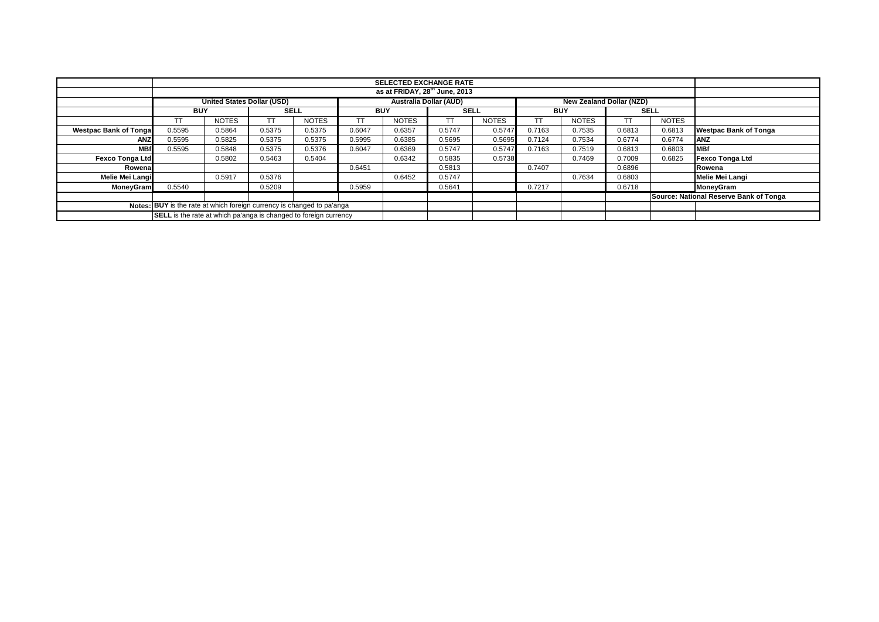| | SELECTED EXCHANGE RATE | | | | | | | | | | | | |
|---|---|---|---|---|---|---|---|---|---|---|---|---|---|
| | as at FRIDAY, 28th June, 2013 | | | | | | | | | | | | |
| | United States Dollar (USD) | | | | Australia Dollar (AUD) | | | | New Zealand Dollar (NZD) | | | | |
| | BUY | | SELL | | BUY | | SELL | | BUY | | SELL | | |
| | TT | NOTES | TT | NOTES | TT | NOTES | TT | NOTES | TT | NOTES | TT | NOTES | |
| **Westpac Bank of Tonga** | 0.5595 | 0.5864 | 0.5375 | 0.5375 | 0.6047 | 0.6357 | 0.5747 | 0.5747 | 0.7163 | 0.7535 | 0.6813 | 0.6813 | **Westpac Bank of Tonga** |
| **ANZ** | 0.5595 | 0.5825 | 0.5375 | 0.5375 | 0.5995 | 0.6385 | 0.5695 | 0.5695 | 0.7124 | 0.7534 | 0.6774 | 0.6774 | **ANZ** |
| **MBf** | 0.5595 | 0.5848 | 0.5375 | 0.5376 | 0.6047 | 0.6369 | 0.5747 | 0.5747 | 0.7163 | 0.7519 | 0.6813 | 0.6803 | **MBf** |
| **Fexco Tonga Ltd** | | 0.5802 | 0.5463 | 0.5404 | | 0.6342 | 0.5835 | 0.5738 | | 0.7469 | 0.7009 | 0.6825 | **Fexco Tonga Ltd** |
| **Rowena** | | | | | 0.6451 | | 0.5813 | | 0.7407 | | 0.6896 | | **Rowena** |
| **Melie Mei Langi** | | 0.5917 | 0.5376 | | | 0.6452 | 0.5747 | | | 0.7634 | 0.6803 | | **Melie Mei Langi** |
| **MoneyGram** | 0.5540 | | 0.5209 | | 0.5959 | | 0.5641 | | 0.7217 | | 0.6718 | | **MoneyGram** |
| | | | | | | | | | | | | | **Source: National Reserve Bank of Tonga** |
| **Notes:** | **BUY** is the rate at which foreign currency is changed to pa'anga | | | | | | | | | | | | |
| | **SELL** is the rate at which pa'anga is changed to foreign currency | | | | | | | | | | | | |